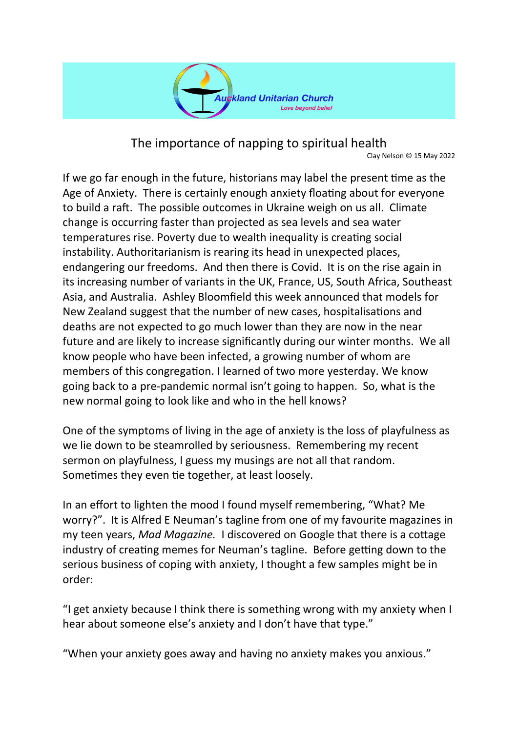Auckland Unitarian Church
*Love beyond belief*

# The importance of napping to spiritual health

Clay Nelson © 15 May 2022

If we go far enough in the future, historians may label the present time as the Age of Anxiety. There is certainly enough anxiety floating about for everyone to build a raft. The possible outcomes in Ukraine weigh on us all. Climate change is occurring faster than projected as sea levels and sea water temperatures rise. Poverty due to wealth inequality is creating social instability. Authoritarianism is rearing its head in unexpected places, endangering our freedoms. And then there is Covid. It is on the rise again in its increasing number of variants in the UK, France, US, South Africa, Southeast Asia, and Australia. Ashley Bloomfield this week announced that models for New Zealand suggest that the number of new cases, hospitalisations and deaths are not expected to go much lower than they are now in the near future and are likely to increase significantly during our winter months. We all know people who have been infected, a growing number of whom are members of this congregation. I learned of two more yesterday. We know going back to a pre-pandemic normal isn't going to happen. So, what is the new normal going to look like and who in the hell knows?

One of the symptoms of living in the age of anxiety is the loss of playfulness as we lie down to be steamrolled by seriousness. Remembering my recent sermon on playfulness, I guess my musings are not all that random. Sometimes they even tie together, at least loosely.

In an effort to lighten the mood I found myself remembering, "What? Me worry?". It is Alfred E Neuman's tagline from one of my favourite magazines in my teen years, *Mad Magazine.* I discovered on Google that there is a cottage industry of creating memes for Neuman's tagline. Before getting down to the serious business of coping with anxiety, I thought a few samples might be in order:

"I get anxiety because I think there is something wrong with my anxiety when I hear about someone else's anxiety and I don't have that type."

"When your anxiety goes away and having no anxiety makes you anxious."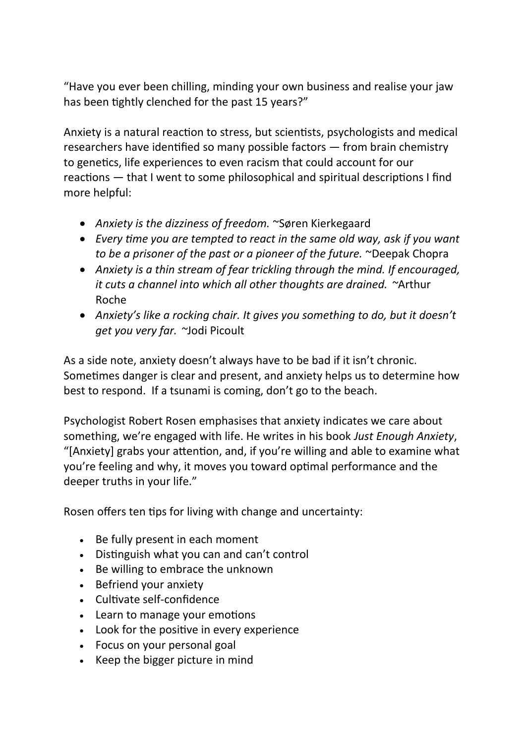"Have you ever been chilling, minding your own business and realise your jaw has been tightly clenched for the past 15 years?"

Anxiety is a natural reaction to stress, but scientists, psychologists and medical researchers have identified so many possible factors — from brain chemistry to genetics, life experiences to even racism that could account for our reactions — that I went to some philosophical and spiritual descriptions I find more helpful:

- *Anxiety is the dizziness of freedom.* ~Søren Kierkegaard
- *Every time you are tempted to react in the same old way, ask if you want to be a prisoner of the past or a pioneer of the future.* ~Deepak Chopra
- *Anxiety is a thin stream of fear trickling through the mind. If encouraged, it cuts a channel into which all other thoughts are drained.* ~Arthur Roche
- *Anxiety's like a rocking chair. It gives you something to do, but it doesn't get you very far.* ~Jodi Picoult

As a side note, anxiety doesn't always have to be bad if it isn't chronic. Sometimes danger is clear and present, and anxiety helps us to determine how best to respond. If a tsunami is coming, don't go to the beach.

Psychologist Robert Rosen emphasises that anxiety indicates we care about something, we're engaged with life. He writes in his book *Just Enough Anxiety*, "[Anxiety] grabs your attention, and, if you're willing and able to examine what you're feeling and why, it moves you toward optimal performance and the deeper truths in your life."

Rosen offers ten tips for living with change and uncertainty:

- Be fully present in each moment
- Distinguish what you can and can't control
- Be willing to embrace the unknown
- Befriend your anxiety
- Cultivate self-confidence
- Learn to manage your emotions
- Look for the positive in every experience
- Focus on your personal goal
- Keep the bigger picture in mind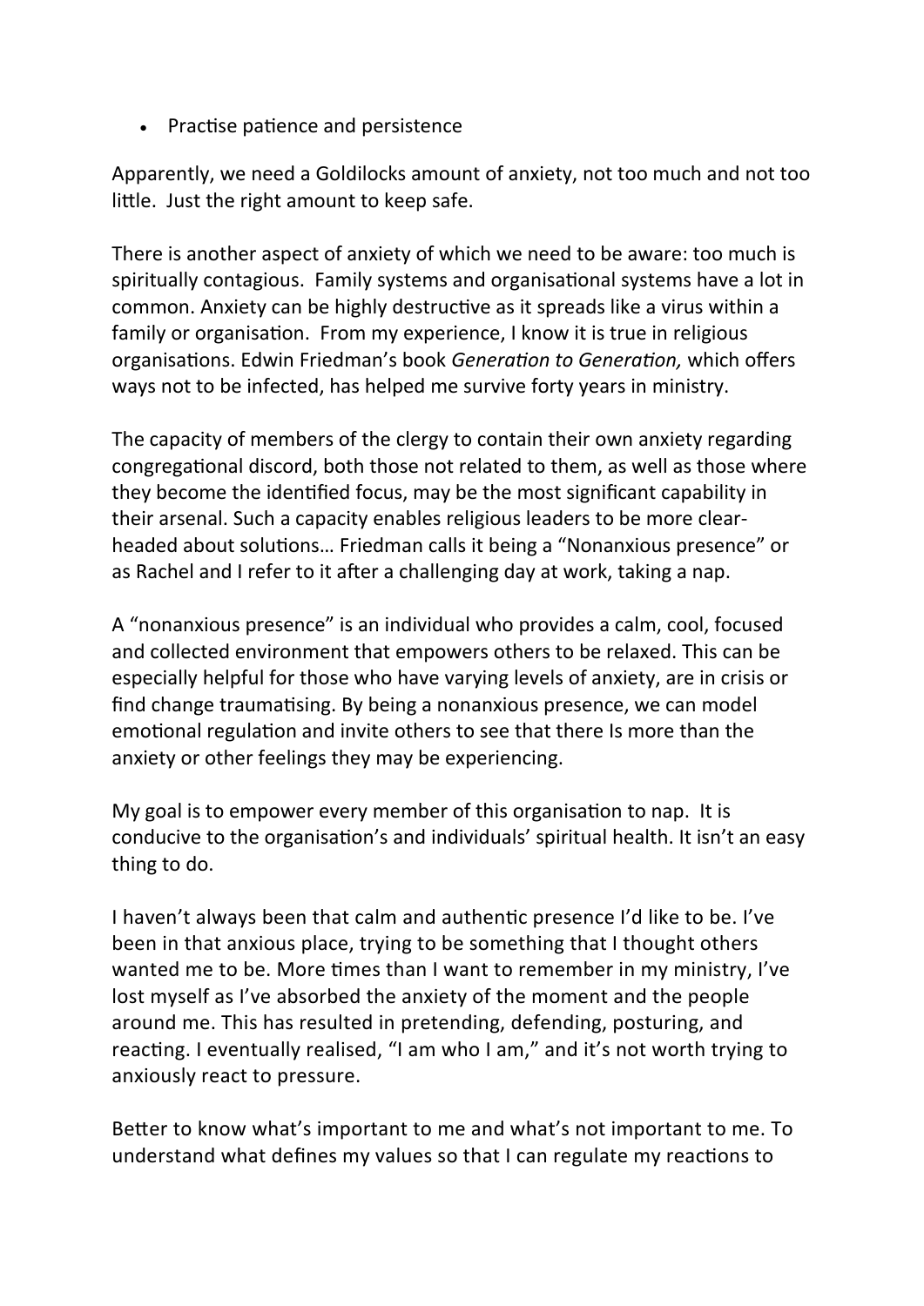- Practise patience and persistence

Apparently, we need a Goldilocks amount of anxiety, not too much and not too little. Just the right amount to keep safe.

There is another aspect of anxiety of which we need to be aware: too much is spiritually contagious. Family systems and organisational systems have a lot in common. Anxiety can be highly destructive as it spreads like a virus within a family or organisation. From my experience, I know it is true in religious organisations. Edwin Friedman's book *Generation to Generation,* which offers ways not to be infected, has helped me survive forty years in ministry.

The capacity of members of the clergy to contain their own anxiety regarding congregational discord, both those not related to them, as well as those where they become the identified focus, may be the most significant capability in their arsenal. Such a capacity enables religious leaders to be more clear-headed about solutions… Friedman calls it being a "Nonanxious presence" or as Rachel and I refer to it after a challenging day at work, taking a nap.

A "nonanxious presence" is an individual who provides a calm, cool, focused and collected environment that empowers others to be relaxed. This can be especially helpful for those who have varying levels of anxiety, are in crisis or find change traumatising. By being a nonanxious presence, we can model emotional regulation and invite others to see that there Is more than the anxiety or other feelings they may be experiencing.

My goal is to empower every member of this organisation to nap. It is conducive to the organisation's and individuals' spiritual health. It isn't an easy thing to do.

I haven't always been that calm and authentic presence I'd like to be. I've been in that anxious place, trying to be something that I thought others wanted me to be. More times than I want to remember in my ministry, I've lost myself as I've absorbed the anxiety of the moment and the people around me. This has resulted in pretending, defending, posturing, and reacting. I eventually realised, "I am who I am," and it's not worth trying to anxiously react to pressure.

Better to know what's important to me and what's not important to me. To understand what defines my values so that I can regulate my reactions to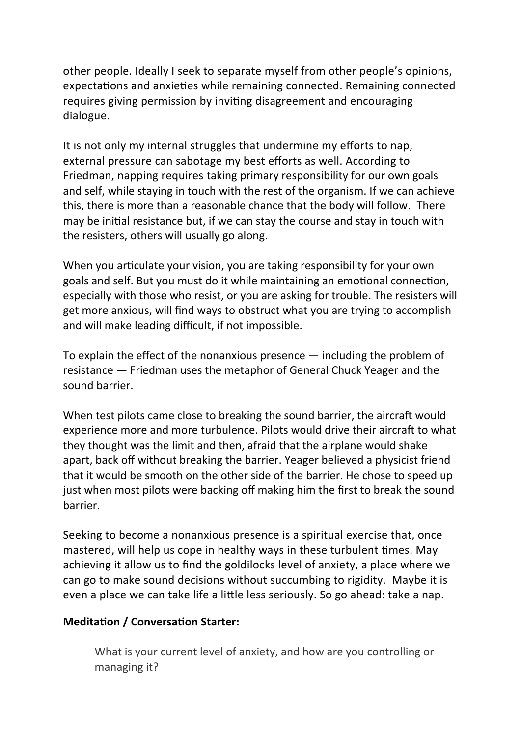other people. Ideally I seek to separate myself from other people's opinions, expectations and anxieties while remaining connected. Remaining connected requires giving permission by inviting disagreement and encouraging dialogue.

It is not only my internal struggles that undermine my efforts to nap, external pressure can sabotage my best efforts as well. According to Friedman, napping requires taking primary responsibility for our own goals and self, while staying in touch with the rest of the organism. If we can achieve this, there is more than a reasonable chance that the body will follow. There may be initial resistance but, if we can stay the course and stay in touch with the resisters, others will usually go along.

When you articulate your vision, you are taking responsibility for your own goals and self. But you must do it while maintaining an emotional connection, especially with those who resist, or you are asking for trouble. The resisters will get more anxious, will find ways to obstruct what you are trying to accomplish and will make leading difficult, if not impossible.

To explain the effect of the nonanxious presence — including the problem of resistance — Friedman uses the metaphor of General Chuck Yeager and the sound barrier.

When test pilots came close to breaking the sound barrier, the aircraft would experience more and more turbulence. Pilots would drive their aircraft to what they thought was the limit and then, afraid that the airplane would shake apart, back off without breaking the barrier. Yeager believed a physicist friend that it would be smooth on the other side of the barrier. He chose to speed up just when most pilots were backing off making him the first to break the sound barrier.

Seeking to become a nonanxious presence is a spiritual exercise that, once mastered, will help us cope in healthy ways in these turbulent times. May achieving it allow us to find the goldilocks level of anxiety, a place where we can go to make sound decisions without succumbing to rigidity. Maybe it is even a place we can take life a little less seriously. So go ahead: take a nap.

**Meditation / Conversation Starter:**

> What is your current level of anxiety, and how are you controlling or managing it?